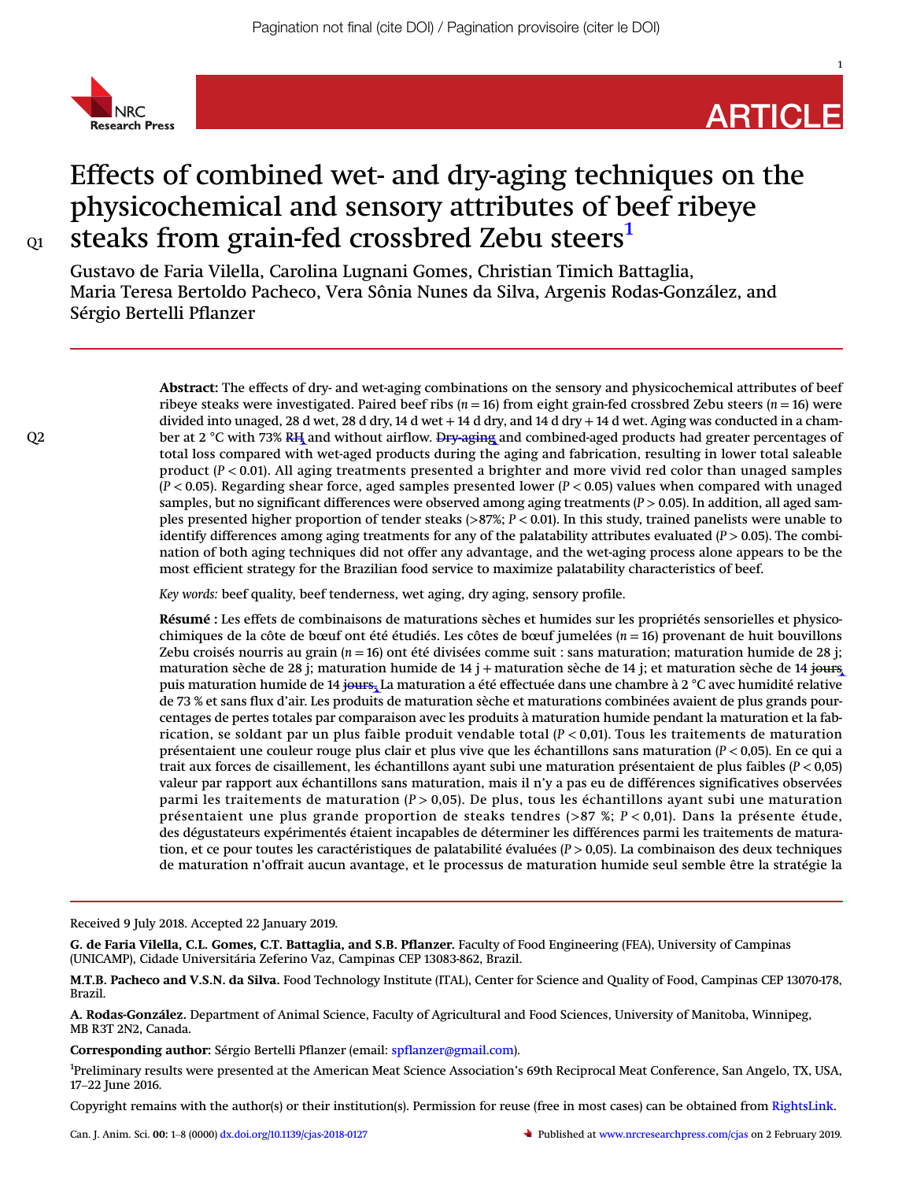# Effects of combined wet- and dry-aging techniques on the physicochemical and sensory attributes of beef ribeye steaks from grain-fed crossbred Zebu steers[1]

Gustavo de Faria Vilella, Carolina Lugnani Gomes, Christian Timich Battaglia, Maria Teresa Bertoldo Pacheco, Vera Sônia Nunes da Silva, Argenis Rodas-González, and Sérgio Bertelli Pflanzer

**Abstract:** The effects of dry- and wet-aging combinations on the sensory and physicochemical attributes of beef ribeye steaks were investigated. Paired beef ribs ($n = 16$) from eight grain-fed crossbred Zebu steers ($n = 16$) were divided into unaged, 28 d wet, 28 d dry, 14 d wet + 14 d dry, and 14 d dry + 14 d wet. Aging was conducted in a chamber at 2 °C with 73% RH and without airflow. Dry-aging and combined-aged products had greater percentages of total loss compared with wet-aged products during the aging and fabrication, resulting in lower total saleable product ($P < 0.01$). All aging treatments presented a brighter and more vivid red color than unaged samples ($P < 0.05$). Regarding shear force, aged samples presented lower ($P < 0.05$) values when compared with unaged samples, but no significant differences were observed among aging treatments ($P > 0.05$). In addition, all aged samples presented higher proportion of tender steaks (>87%; $P < 0.01$). In this study, trained panelists were unable to identify differences among aging treatments for any of the palatability attributes evaluated ($P > 0.05$). The combination of both aging techniques did not offer any advantage, and the wet-aging process alone appears to be the most efficient strategy for the Brazilian food service to maximize palatability characteristics of beef.

*Key words:* beef quality, beef tenderness, wet aging, dry aging, sensory profile.

**Résumé :** Les effets de combinaisons de maturations sèches et humides sur les propriétés sensorielles et physicochimiques de la côte de bœuf ont été étudiés. Les côtes de bœuf jumelées ($n = 16$) provenant de huit bouvillons Zebu croisés nourris au grain ($n = 16$) ont été divisées comme suit : sans maturation; maturation humide de 28 j; maturation sèche de 28 j; maturation humide de 14 j + maturation sèche de 14 j; et maturation sèche de 14 jours puis maturation humide de 14 jours. La maturation a été effectuée dans une chambre à 2 °C avec humidité relative de 73 % et sans flux d'air. Les produits de maturation sèche et maturations combinées avaient de plus grands pourcentages de pertes totales par comparaison avec les produits à maturation humide pendant la maturation et la fabrication, se soldant par un plus faible produit vendable total ($P < 0{,}01$). Tous les traitements de maturation présentaient une couleur rouge plus clair et plus vivide que les échantillons sans maturation ($P < 0{,}05$). En ce qui a trait aux forces de cisaillement, les échantillons ayant subi une maturation présentaient de plus faibles ($P < 0{,}05$) valeur par rapport aux échantillons sans maturation, mais il n'y a pas eu de différences significatives observées parmi les traitements de maturation ($P > 0{,}05$). De plus, tous les échantillons ayant subi une maturation présentaient une plus grande proportion de steaks tendres (>87 %; $P < 0{,}01$). Dans la présente étude, des dégustateurs expérimentés étaient incapables de déterminer les différences parmi les traitements de maturation, et ce pour toutes les caractéristiques de palatabilité évaluées ($P > 0{,}05$). La combinaison des deux techniques de maturation n'offrait aucun avantage, et le processus de maturation humide seul semble être la stratégie la

---

Received 9 July 2018. Accepted 22 January 2019.

**G. de Faria Vilella, C.L. Gomes, C.T. Battaglia, and S.B. Pflanzer.** Faculty of Food Engineering (FEA), University of Campinas (UNICAMP), Cidade Universitária Zeferino Vaz, Campinas CEP 13083-862, Brazil.

**M.T.B. Pacheco and V.S.N. da Silva.** Food Technology Institute (ITAL), Center for Science and Quality of Food, Campinas CEP 13070-178, Brazil.

**A. Rodas-González.** Department of Animal Science, Faculty of Agricultural and Food Sciences, University of Manitoba, Winnipeg, MB R3T 2N2, Canada.

**Corresponding author:** Sérgio Bertelli Pflanzer (email: spflanzer@gmail.com).

[1]Preliminary results were presented at the American Meat Science Association's 69th Reciprocal Meat Conference, San Angelo, TX, USA, 17–22 June 2016.

Copyright remains with the author(s) or their institution(s). Permission for reuse (free in most cases) can be obtained from RightsLink.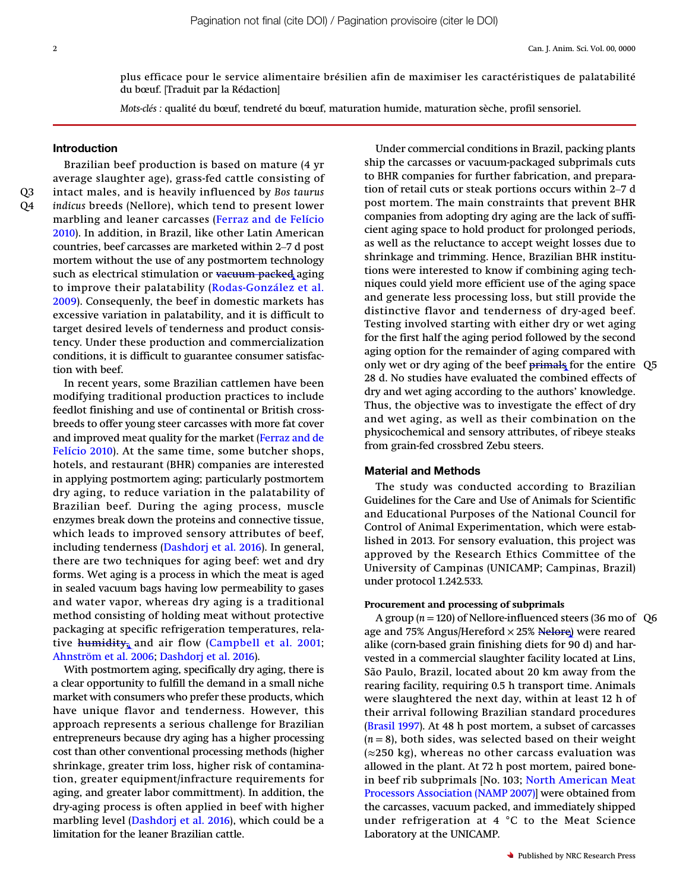plus efficace pour le service alimentaire brésilien afin de maximiser les caractéristiques de palatabilité du bœuf. [Traduit par la Rédaction]

*Mots-clés* : qualité du bœuf, tendreté du bœuf, maturation humide, maturation sèche, profil sensoriel.

## Introduction

Brazilian beef production is based on mature (4 yr average slaughter age), grass-fed cattle consisting of intact males, and is heavily influenced by *Bos taurus indicus* breeds (Nellore), which tend to present lower marbling and leaner carcasses (Ferraz and de Felício 2010). In addition, in Brazil, like other Latin American countries, beef carcasses are marketed within 2–7 d post mortem without the use of any postmortem technology such as electrical stimulation or vacuum packed aging to improve their palatability (Rodas-González et al. 2009). Consequently, the beef in domestic markets has excessive variation in palatability, and it is difficult to target desired levels of tenderness and product consistency. Under these production and commercialization conditions, it is difficult to guarantee consumer satisfaction with beef.

In recent years, some Brazilian cattlemen have been modifying traditional production practices to include feedlot finishing and use of continental or British crossbreeds to offer young steer carcasses with more fat cover and improved meat quality for the market (Ferraz and de Felício 2010). At the same time, some butcher shops, hotels, and restaurant (BHR) companies are interested in applying postmortem aging; particularly postmortem dry aging, to reduce variation in the palatability of Brazilian beef. During the aging process, muscle enzymes break down the proteins and connective tissue, which leads to improved sensory attributes of beef, including tenderness (Dashdorj et al. 2016). In general, there are two techniques for aging beef: wet and dry forms. Wet aging is a process in which the meat is aged in sealed vacuum bags having low permeability to gases and water vapor, whereas dry aging is a traditional method consisting of holding meat without protective packaging at specific refrigeration temperatures, relative humidity, and air flow (Campbell et al. 2001; Ahnström et al. 2006; Dashdorj et al. 2016).

With postmortem aging, specifically dry aging, there is a clear opportunity to fulfill the demand in a small niche market with consumers who prefer these products, which have unique flavor and tenderness. However, this approach represents a serious challenge for Brazilian entrepreneurs because dry aging has a higher processing cost than other conventional processing methods (higher shrinkage, greater trim loss, higher risk of contamination, greater equipment/infracture requirements for aging, and greater labor committment). In addition, the dry-aging process is often applied in beef with higher marbling level (Dashdorj et al. 2016), which could be a limitation for the leaner Brazilian cattle.

Under commercial conditions in Brazil, packing plants ship the carcasses or vacuum-packaged subprimals cuts to BHR companies for further fabrication, and preparation of retail cuts or steak portions occurs within 2–7 d post mortem. The main constraints that prevent BHR companies from adopting dry aging are the lack of sufficient aging space to hold product for prolonged periods, as well as the reluctance to accept weight losses due to shrinkage and trimming. Hence, Brazilian BHR institutions were interested to know if combining aging techniques could yield more efficient use of the aging space and generate less processing loss, but still provide the distinctive flavor and tenderness of dry-aged beef. Testing involved starting with either dry or wet aging for the first half the aging period followed by the second aging option for the remainder of aging compared with only wet or dry aging of the beef primals for the entire 28 d. No studies have evaluated the combined effects of dry and wet aging according to the authors' knowledge. Thus, the objective was to investigate the effect of dry and wet aging, as well as their combination on the physicochemical and sensory attributes, of ribeye steaks from grain-fed crossbred Zebu steers.

## Material and Methods

The study was conducted according to Brazilian Guidelines for the Care and Use of Animals for Scientific and Educational Purposes of the National Council for Control of Animal Experimentation, which were established in 2013. For sensory evaluation, this project was approved by the Research Ethics Committee of the University of Campinas (UNICAMP; Campinas, Brazil) under protocol 1.242.533.

### Procurement and processing of subprimals

A group ($n = 120$) of Nellore-influenced steers (36 mo of age and 75% Angus/Hereford × 25% Nelore) were reared alike (corn-based grain finishing diets for 90 d) and harvested in a commercial slaughter facility located at Lins, São Paulo, Brazil, located about 20 km away from the rearing facility, requiring 0.5 h transport time. Animals were slaughtered the next day, within at least 12 h of their arrival following Brazilian standard procedures (Brasil 1997). At 48 h post mortem, a subset of carcasses ($n = 8$), both sides, was selected based on their weight (≈250 kg), whereas no other carcass evaluation was allowed in the plant. At 72 h post mortem, paired bone-in beef rib subprimals [No. 103; North American Meat Processors Association (NAMP 2007)] were obtained from the carcasses, vacuum packed, and immediately shipped under refrigeration at 4 °C to the Meat Science Laboratory at the UNICAMP.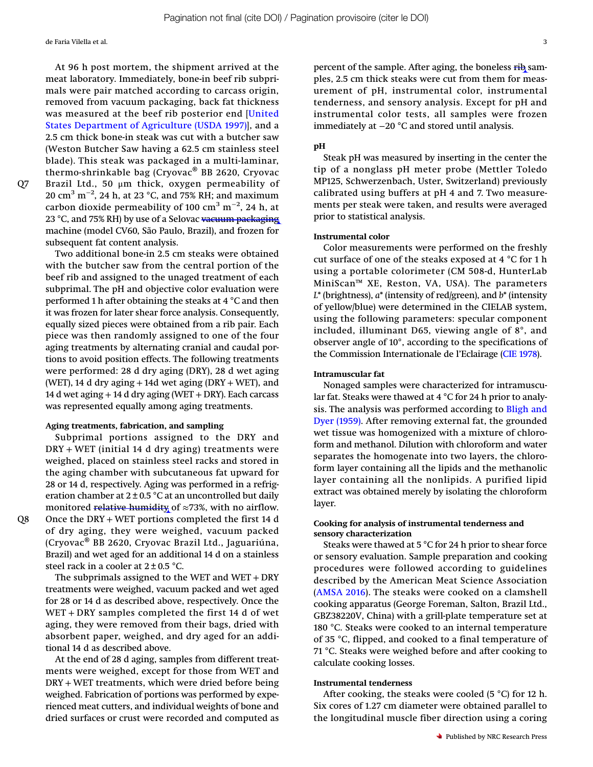At 96 h post mortem, the shipment arrived at the meat laboratory. Immediately, bone-in beef rib subprimals were pair matched according to carcass origin, removed from vacuum packaging, back fat thickness was measured at the beef rib posterior end [United States Department of Agriculture (USDA 1997)], and a 2.5 cm thick bone-in steak was cut with a butcher saw (Weston Butcher Saw having a 62.5 cm stainless steel blade). This steak was packaged in a multi-laminar, thermo-shrinkable bag (Cryovac® BB 2620, Cryovac Brazil Ltd., 50 μm thick, oxygen permeability of 20 $cm^3$ $m^{-2}$, 24 h, at 23 °C, and 75% RH; and maximum carbon dioxide permeability of 100 $cm^3$ $m^{-2}$, 24 h, at 23 °C, and 75% RH) by use of a Selovac vacuum packaging machine (model CV60, São Paulo, Brazil), and frozen for subsequent fat content analysis.

Two additional bone-in 2.5 cm steaks were obtained with the butcher saw from the central portion of the beef rib and assigned to the unaged treatment of each subprimal. The pH and objective color evaluation were performed 1 h after obtaining the steaks at 4 °C and then it was frozen for later shear force analysis. Consequently, equally sized pieces were obtained from a rib pair. Each piece was then randomly assigned to one of the four aging treatments by alternating cranial and caudal portions to avoid position effects. The following treatments were performed: 28 d dry aging (DRY), 28 d wet aging (WET), 14 d dry aging + 14d wet aging (DRY + WET), and 14 d wet aging + 14 d dry aging (WET + DRY). Each carcass was represented equally among aging treatments.

#### Aging treatments, fabrication, and sampling

Subprimal portions assigned to the DRY and DRY + WET (initial 14 d dry aging) treatments were weighed, placed on stainless steel racks and stored in the aging chamber with subcutaneous fat upward for 28 or 14 d, respectively. Aging was performed in a refrigeration chamber at 2 ± 0.5 °C at an uncontrolled but daily monitored relative humidity of ≈73%, with no airflow. Once the DRY + WET portions completed the first 14 d of dry aging, they were weighed, vacuum packed (Cryovac® BB 2620, Cryovac Brazil Ltd., Jaguariúna, Brazil) and wet aged for an additional 14 d on a stainless steel rack in a cooler at 2 ± 0.5 °C.

The subprimals assigned to the WET and WET + DRY treatments were weighed, vacuum packed and wet aged for 28 or 14 d as described above, respectively. Once the WET + DRY samples completed the first 14 d of wet aging, they were removed from their bags, dried with absorbent paper, weighed, and dry aged for an additional 14 d as described above.

At the end of 28 d aging, samples from different treatments were weighed, except for those from WET and DRY + WET treatments, which were dried before being weighed. Fabrication of portions was performed by experienced meat cutters, and individual weights of bone and dried surfaces or crust were recorded and computed as percent of the sample. After aging, the boneless rib samples, 2.5 cm thick steaks were cut from them for measurement of pH, instrumental color, instrumental tenderness, and sensory analysis. Except for pH and instrumental color tests, all samples were frozen immediately at −20 °C and stored until analysis.

#### pH

Steak pH was measured by inserting in the center the tip of a nonglass pH meter probe (Mettler Toledo MP125, Schwerzenbach, Uster, Switzerland) previously calibrated using buffers at pH 4 and 7. Two measurements per steak were taken, and results were averaged prior to statistical analysis.

#### Instrumental color

Color measurements were performed on the freshly cut surface of one of the steaks exposed at 4 °C for 1 h using a portable colorimeter (CM 508-d, HunterLab MiniScan™ XE, Reston, VA, USA). The parameters $L^*$ (brightness), $a^*$ (intensity of red/green), and $b^*$ (intensity of yellow/blue) were determined in the CIELAB system, using the following parameters: specular component included, illuminant D65, viewing angle of 8°, and observer angle of 10°, according to the specifications of the Commission Internationale de l'Eclairage (CIE 1978).

#### Intramuscular fat

Nonaged samples were characterized for intramuscular fat. Steaks were thawed at 4 °C for 24 h prior to analysis. The analysis was performed according to Bligh and Dyer (1959). After removing external fat, the grounded wet tissue was homogenized with a mixture of chloroform and methanol. Dilution with chloroform and water separates the homogenate into two layers, the chloroform layer containing all the lipids and the methanolic layer containing all the nonlipids. A purified lipid extract was obtained merely by isolating the chloroform layer.

#### Cooking for analysis of instrumental tenderness and sensory characterization

Steaks were thawed at 5 °C for 24 h prior to shear force or sensory evaluation. Sample preparation and cooking procedures were followed according to guidelines described by the American Meat Science Association (AMSA 2016). The steaks were cooked on a clamshell cooking apparatus (George Foreman, Salton, Brazil Ltd., GBZ38220V, China) with a grill-plate temperature set at 180 °C. Steaks were cooked to an internal temperature of 35 °C, flipped, and cooked to a final temperature of 71 °C. Steaks were weighed before and after cooking to calculate cooking losses.

#### Instrumental tenderness

After cooking, the steaks were cooled (5 °C) for 12 h. Six cores of 1.27 cm diameter were obtained parallel to the longitudinal muscle fiber direction using a coring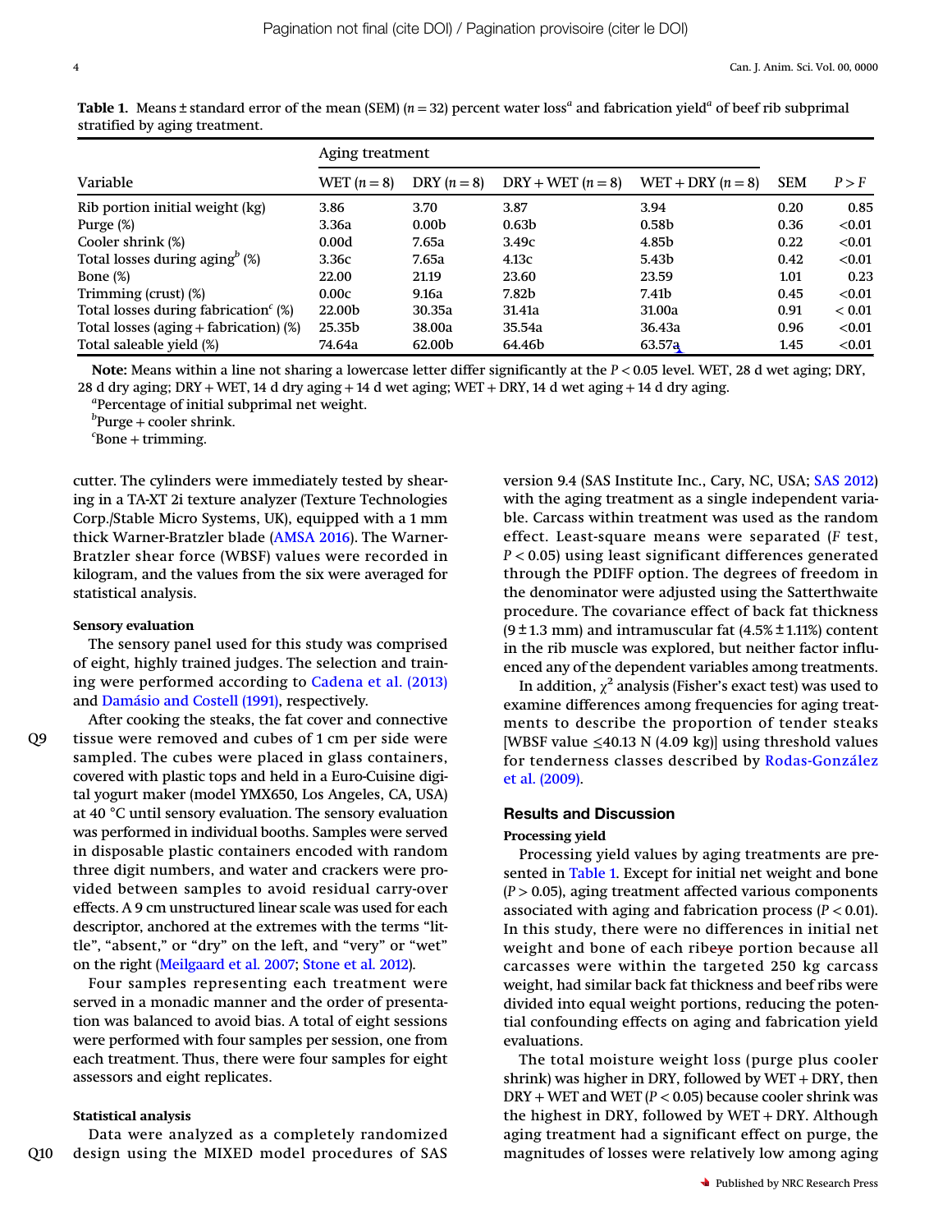**Table 1.** Means ± standard error of the mean (SEM) ($n = 32$) percent water loss[a] and fabrication yield[a] of beef rib subprimal stratified by aging treatment.

| Variable | Aging treatment | | | | SEM | $P > F$ |
|---|---|---|---|---|---|---|
| | WET ($n = 8$) | DRY ($n = 8$) | DRY + WET ($n = 8$) | WET + DRY ($n = 8$) | | |
| Rib portion initial weight (kg) | 3.86 | 3.70 | 3.87 | 3.94 | 0.20 | 0.85 |
| Purge (%) | 3.36a | 0.00b | 0.63b | 0.58b | 0.36 | <0.01 |
| Cooler shrink (%) | 0.00d | 7.65a | 3.49c | 4.85b | 0.22 | <0.01 |
| Total losses during aging[b] (%) | 3.36c | 7.65a | 4.13c | 5.43b | 0.42 | <0.01 |
| Bone (%) | 22.00 | 21.19 | 23.60 | 23.59 | 1.01 | 0.23 |
| Trimming (crust) (%) | 0.00c | 9.16a | 7.82b | 7.41b | 0.45 | <0.01 |
| Total losses during fabrication[c] (%) | 22.00b | 30.35a | 31.41a | 31.00a | 0.91 | < 0.01 |
| Total losses (aging + fabrication) (%) | 25.35b | 38.00a | 35.54a | 36.43a | 0.96 | <0.01 |
| Total saleable yield (%) | 74.64a | 62.00b | 64.46b | 63.57a | 1.45 | <0.01 |

**Note:** Means within a line not sharing a lowercase letter differ significantly at the $P < 0.05$ level. WET, 28 d wet aging; DRY, 28 d dry aging; DRY + WET, 14 d dry aging + 14 d wet aging; WET + DRY, 14 d wet aging + 14 d dry aging.

[a]Percentage of initial subprimal net weight.

[b]Purge + cooler shrink.

[c]Bone + trimming.

cutter. The cylinders were immediately tested by shearing in a TA-XT 2i texture analyzer (Texture Technologies Corp./Stable Micro Systems, UK), equipped with a 1 mm thick Warner-Bratzler blade (AMSA 2016). The Warner-Bratzler shear force (WBSF) values were recorded in kilogram, and the values from the six were averaged for statistical analysis.

#### Sensory evaluation

The sensory panel used for this study was comprised of eight, highly trained judges. The selection and training were performed according to Cadena et al. (2013) and Damásio and Costell (1991), respectively.

After cooking the steaks, the fat cover and connective tissue were removed and cubes of 1 cm per side were sampled. The cubes were placed in glass containers, covered with plastic tops and held in a Euro-Cuisine digital yogurt maker (model YMX650, Los Angeles, CA, USA) at 40 °C until sensory evaluation. The sensory evaluation was performed in individual booths. Samples were served in disposable plastic containers encoded with random three digit numbers, and water and crackers were provided between samples to avoid residual carry-over effects. A 9 cm unstructured linear scale was used for each descriptor, anchored at the extremes with the terms "little", "absent," or "dry" on the left, and "very" or "wet" on the right (Meilgaard et al. 2007; Stone et al. 2012).

Four samples representing each treatment were served in a monadic manner and the order of presentation was balanced to avoid bias. A total of eight sessions were performed with four samples per session, one from each treatment. Thus, there were four samples for eight assessors and eight replicates.

#### Statistical analysis

Data were analyzed as a completely randomized design using the MIXED model procedures of SAS version 9.4 (SAS Institute Inc., Cary, NC, USA; SAS 2012) with the aging treatment as a single independent variable. Carcass within treatment was used as the random effect. Least-square means were separated ($F$ test, $P < 0.05$) using least significant differences generated through the PDIFF option. The degrees of freedom in the denominator were adjusted using the Satterthwaite procedure. The covariance effect of back fat thickness (9 ± 1.3 mm) and intramuscular fat (4.5% ± 1.11%) content in the rib muscle was explored, but neither factor influenced any of the dependent variables among treatments.

In addition, $\chi^2$ analysis (Fisher's exact test) was used to examine differences among frequencies for aging treatments to describe the proportion of tender steaks [WBSF value ≤40.13 N (4.09 kg)] using threshold values for tenderness classes described by Rodas-González et al. (2009).

## Results and Discussion

#### Processing yield

Processing yield values by aging treatments are presented in Table 1. Except for initial net weight and bone ($P > 0.05$), aging treatment affected various components associated with aging and fabrication process ($P < 0.01$). In this study, there were no differences in initial net weight and bone of each ribeye portion because all carcasses were within the targeted 250 kg carcass weight, had similar back fat thickness and beef ribs were divided into equal weight portions, reducing the potential confounding effects on aging and fabrication yield evaluations.

The total moisture weight loss (purge plus cooler shrink) was higher in DRY, followed by WET + DRY, then DRY + WET and WET ($P < 0.05$) because cooler shrink was the highest in DRY, followed by WET + DRY. Although aging treatment had a significant effect on purge, the magnitudes of losses were relatively low among aging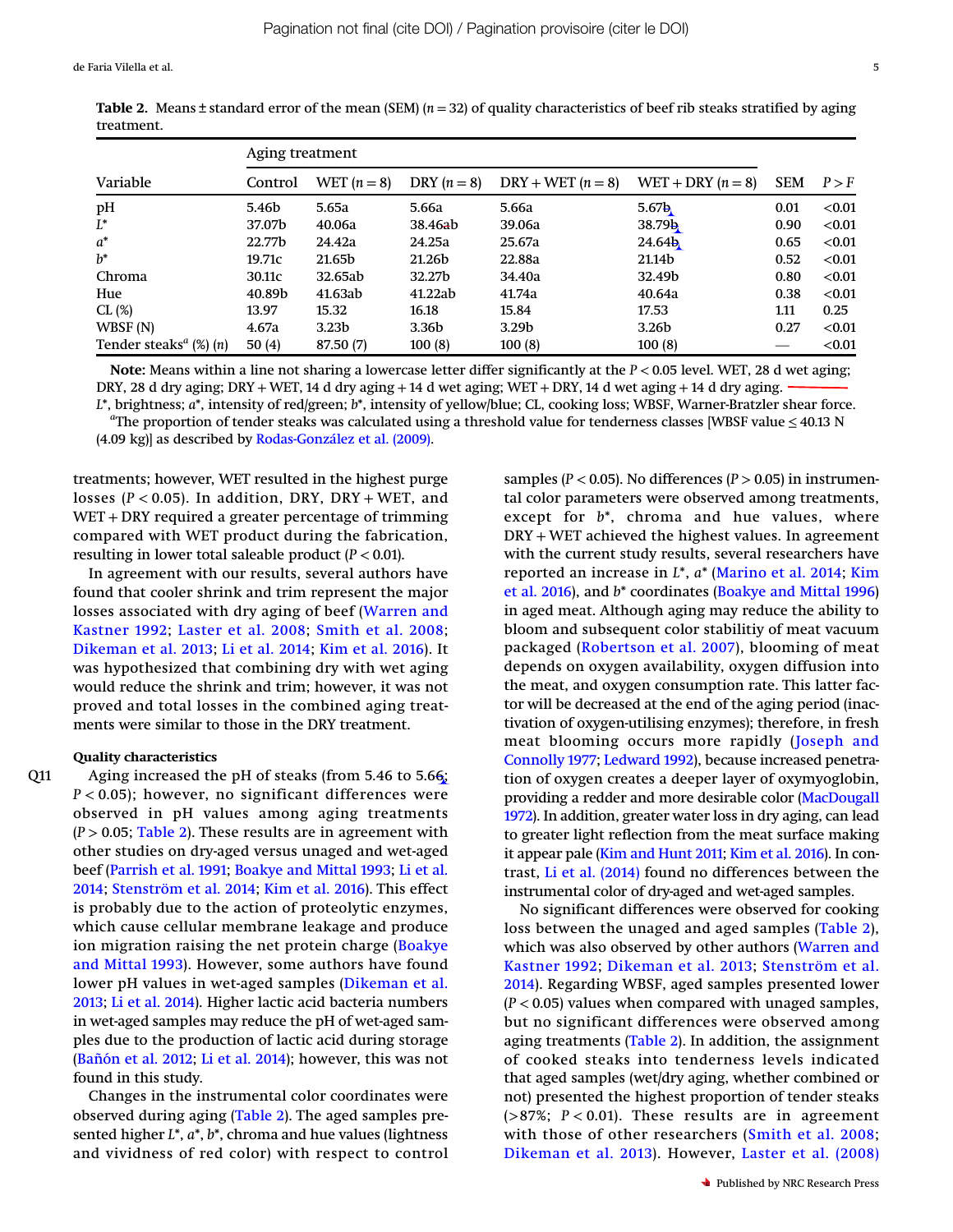**Table 2.** Means ± standard error of the mean (SEM) ($n = 32$) of quality characteristics of beef rib steaks stratified by aging treatment.

| Variable | Aging treatment | | | | | SEM | $P > F$ |
|---|---|---|---|---|---|---|---|
| | Control | WET ($n = 8$) | DRY ($n = 8$) | DRY + WET ($n = 8$) | WET + DRY ($n = 8$) | | |
| pH | 5.46b | 5.65a | 5.66a | 5.66a | 5.67b | 0.01 | <0.01 |
| $L^*$ | 37.07b | 40.06a | 38.46ab | 39.06a | 38.79b | 0.90 | <0.01 |
| $a^*$ | 22.77b | 24.42a | 24.25a | 25.67a | 24.64b | 0.65 | <0.01 |
| $b^*$ | 19.71c | 21.65b | 21.26b | 22.88a | 21.14b | 0.52 | <0.01 |
| Chroma | 30.11c | 32.65ab | 32.27b | 34.40a | 32.49b | 0.80 | <0.01 |
| Hue | 40.89b | 41.63ab | 41.22ab | 41.74a | 40.64a | 0.38 | <0.01 |
| CL (%) | 13.97 | 15.32 | 16.18 | 15.84 | 17.53 | 1.11 | 0.25 |
| WBSF (N) | 4.67a | 3.23b | 3.36b | 3.29b | 3.26b | 0.27 | <0.01 |
| Tender steaks[a] (%) (n) | 50 (4) | 87.50 (7) | 100 (8) | 100 (8) | 100 (8) | — | <0.01 |

**Note:** Means within a line not sharing a lowercase letter differ significantly at the $P < 0.05$ level. WET, 28 d wet aging; DRY, 28 d dry aging; DRY + WET, 14 d dry aging + 14 d wet aging; WET + DRY, 14 d wet aging + 14 d dry aging. $L^*$, brightness; $a^*$, intensity of red/green; $b^*$, intensity of yellow/blue; CL, cooking loss; WBSF, Warner-Bratzler shear force.
[a]The proportion of tender steaks was calculated using a threshold value for tenderness classes [WBSF value ≤ 40.13 N (4.09 kg)] as described by Rodas-González et al. (2009).

treatments; however, WET resulted in the highest purge losses ($P < 0.05$). In addition, DRY, DRY + WET, and WET + DRY required a greater percentage of trimming compared with WET product during the fabrication, resulting in lower total saleable product ($P < 0.01$).

In agreement with our results, several authors have found that cooler shrink and trim represent the major losses associated with dry aging of beef (Warren and Kastner 1992; Laster et al. 2008; Smith et al. 2008; Dikeman et al. 2013; Li et al. 2014; Kim et al. 2016). It was hypothesized that combining dry with wet aging would reduce the shrink and trim; however, it was not proved and total losses in the combined aging treatments were similar to those in the DRY treatment.

### Quality characteristics

Aging increased the pH of steaks (from 5.46 to 5.66; $P < 0.05$); however, no significant differences were observed in pH values among aging treatments ($P > 0.05$; Table 2). These results are in agreement with other studies on dry-aged versus unaged and wet-aged beef (Parrish et al. 1991; Boakye and Mittal 1993; Li et al. 2014; Stenström et al. 2014; Kim et al. 2016). This effect is probably due to the action of proteolytic enzymes, which cause cellular membrane leakage and produce ion migration raising the net protein charge (Boakye and Mittal 1993). However, some authors have found lower pH values in wet-aged samples (Dikeman et al. 2013; Li et al. 2014). Higher lactic acid bacteria numbers in wet-aged samples may reduce the pH of wet-aged samples due to the production of lactic acid during storage (Bañón et al. 2012; Li et al. 2014); however, this was not found in this study.

Changes in the instrumental color coordinates were observed during aging (Table 2). The aged samples presented higher $L^*$, $a^*$, $b^*$, chroma and hue values (lightness and vividness of red color) with respect to control samples ($P < 0.05$). No differences ($P > 0.05$) in instrumental color parameters were observed among treatments, except for $b^*$, chroma and hue values, where DRY + WET achieved the highest values. In agreement with the current study results, several researchers have reported an increase in $L^*$, $a^*$ (Marino et al. 2014; Kim et al. 2016), and $b^*$ coordinates (Boakye and Mittal 1996) in aged meat. Although aging may reduce the ability to bloom and subsequent color stabilitiy of meat vacuum packaged (Robertson et al. 2007), blooming of meat depends on oxygen availability, oxygen diffusion into the meat, and oxygen consumption rate. This latter factor will be decreased at the end of the aging period (inactivation of oxygen-utilising enzymes); therefore, in fresh meat blooming occurs more rapidly (Joseph and Connolly 1977; Ledward 1992), because increased penetration of oxygen creates a deeper layer of oxymyoglobin, providing a redder and more desirable color (MacDougall 1972). In addition, greater water loss in dry aging, can lead to greater light reflection from the meat surface making it appear pale (Kim and Hunt 2011; Kim et al. 2016). In contrast, Li et al. (2014) found no differences between the instrumental color of dry-aged and wet-aged samples.

No significant differences were observed for cooking loss between the unaged and aged samples (Table 2), which was also observed by other authors (Warren and Kastner 1992; Dikeman et al. 2013; Stenström et al. 2014). Regarding WBSF, aged samples presented lower ($P < 0.05$) values when compared with unaged samples, but no significant differences were observed among aging treatments (Table 2). In addition, the assignment of cooked steaks into tenderness levels indicated that aged samples (wet/dry aging, whether combined or not) presented the highest proportion of tender steaks (>87%; $P < 0.01$). These results are in agreement with those of other researchers (Smith et al. 2008; Dikeman et al. 2013). However, Laster et al. (2008)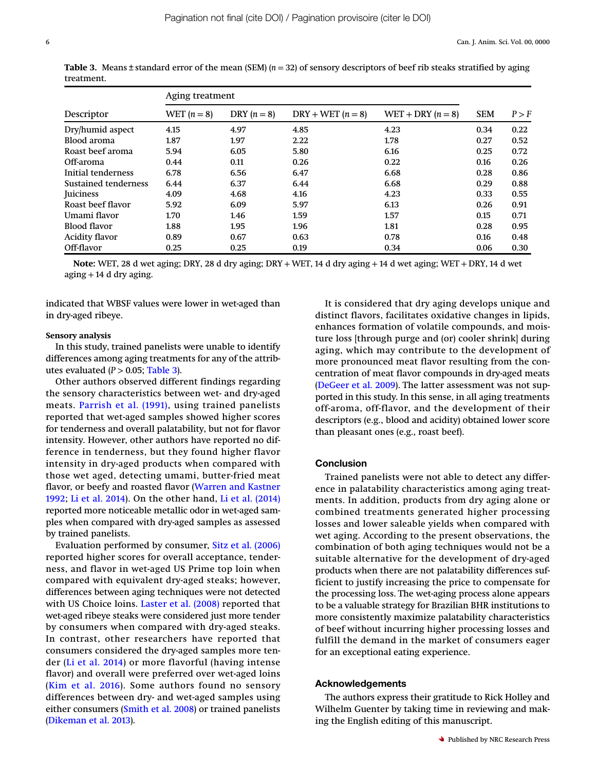**Table 3.** Means ± standard error of the mean (SEM) ($n = 32$) of sensory descriptors of beef rib steaks stratified by aging treatment.

| Descriptor | Aging treatment | | | | SEM | $P > F$ |
|---|---|---|---|---|---|---|
| | WET ($n = 8$) | DRY ($n = 8$) | DRY + WET ($n = 8$) | WET + DRY ($n = 8$) | | |
| Dry/humid aspect | 4.15 | 4.97 | 4.85 | 4.23 | 0.34 | 0.22 |
| Blood aroma | 1.87 | 1.97 | 2.22 | 1.78 | 0.27 | 0.52 |
| Roast beef aroma | 5.94 | 6.05 | 5.80 | 6.16 | 0.25 | 0.72 |
| Off-aroma | 0.44 | 0.11 | 0.26 | 0.22 | 0.16 | 0.26 |
| Initial tenderness | 6.78 | 6.56 | 6.47 | 6.68 | 0.28 | 0.86 |
| Sustained tenderness | 6.44 | 6.37 | 6.44 | 6.68 | 0.29 | 0.88 |
| Juiciness | 4.09 | 4.68 | 4.16 | 4.23 | 0.33 | 0.55 |
| Roast beef flavor | 5.92 | 6.09 | 5.97 | 6.13 | 0.26 | 0.91 |
| Umami flavor | 1.70 | 1.46 | 1.59 | 1.57 | 0.15 | 0.71 |
| Blood flavor | 1.88 | 1.95 | 1.96 | 1.81 | 0.28 | 0.95 |
| Acidity flavor | 0.89 | 0.67 | 0.63 | 0.78 | 0.16 | 0.48 |
| Off-flavor | 0.25 | 0.25 | 0.19 | 0.34 | 0.06 | 0.30 |

**Note:** WET, 28 d wet aging; DRY, 28 d dry aging; DRY + WET, 14 d dry aging + 14 d wet aging; WET + DRY, 14 d wet aging + 14 d dry aging.

indicated that WBSF values were lower in wet-aged than in dry-aged ribeye.

#### Sensory analysis

In this study, trained panelists were unable to identify differences among aging treatments for any of the attributes evaluated ($P > 0.05$; Table 3).

Other authors observed different findings regarding the sensory characteristics between wet- and dry-aged meats. Parrish et al. (1991), using trained panelists reported that wet-aged samples showed higher scores for tenderness and overall palatability, but not for flavor intensity. However, other authors have reported no difference in tenderness, but they found higher flavor intensity in dry-aged products when compared with those wet aged, detecting umami, butter-fried meat flavor, or beefy and roasted flavor (Warren and Kastner 1992; Li et al. 2014). On the other hand, Li et al. (2014) reported more noticeable metallic odor in wet-aged samples when compared with dry-aged samples as assessed by trained panelists.

Evaluation performed by consumer, Sitz et al. (2006) reported higher scores for overall acceptance, tenderness, and flavor in wet-aged US Prime top loin when compared with equivalent dry-aged steaks; however, differences between aging techniques were not detected with US Choice loins. Laster et al. (2008) reported that wet-aged ribeye steaks were considered just more tender by consumers when compared with dry-aged steaks. In contrast, other researchers have reported that consumers considered the dry-aged samples more tender (Li et al. 2014) or more flavorful (having intense flavor) and overall were preferred over wet-aged loins (Kim et al. 2016). Some authors found no sensory differences between dry- and wet-aged samples using either consumers (Smith et al. 2008) or trained panelists (Dikeman et al. 2013).

It is considered that dry aging develops unique and distinct flavors, facilitates oxidative changes in lipids, enhances formation of volatile compounds, and moisture loss [through purge and (or) cooler shrink] during aging, which may contribute to the development of more pronounced meat flavor resulting from the concentration of meat flavor compounds in dry-aged meats (DeGeer et al. 2009). The latter assessment was not supported in this study. In this sense, in all aging treatments off-aroma, off-flavor, and the development of their descriptors (e.g., blood and acidity) obtained lower score than pleasant ones (e.g., roast beef).

## Conclusion

Trained panelists were not able to detect any difference in palatability characteristics among aging treatments. In addition, products from dry aging alone or combined treatments generated higher processing losses and lower saleable yields when compared with wet aging. According to the present observations, the combination of both aging techniques would not be a suitable alternative for the development of dry-aged products when there are not palatability differences sufficient to justify increasing the price to compensate for the processing loss. The wet-aging process alone appears to be a valuable strategy for Brazilian BHR institutions to more consistently maximize palatability characteristics of beef without incurring higher processing losses and fulfill the demand in the market of consumers eager for an exceptional eating experience.

## Acknowledgements

The authors express their gratitude to Rick Holley and Wilhelm Guenter by taking time in reviewing and making the English editing of this manuscript.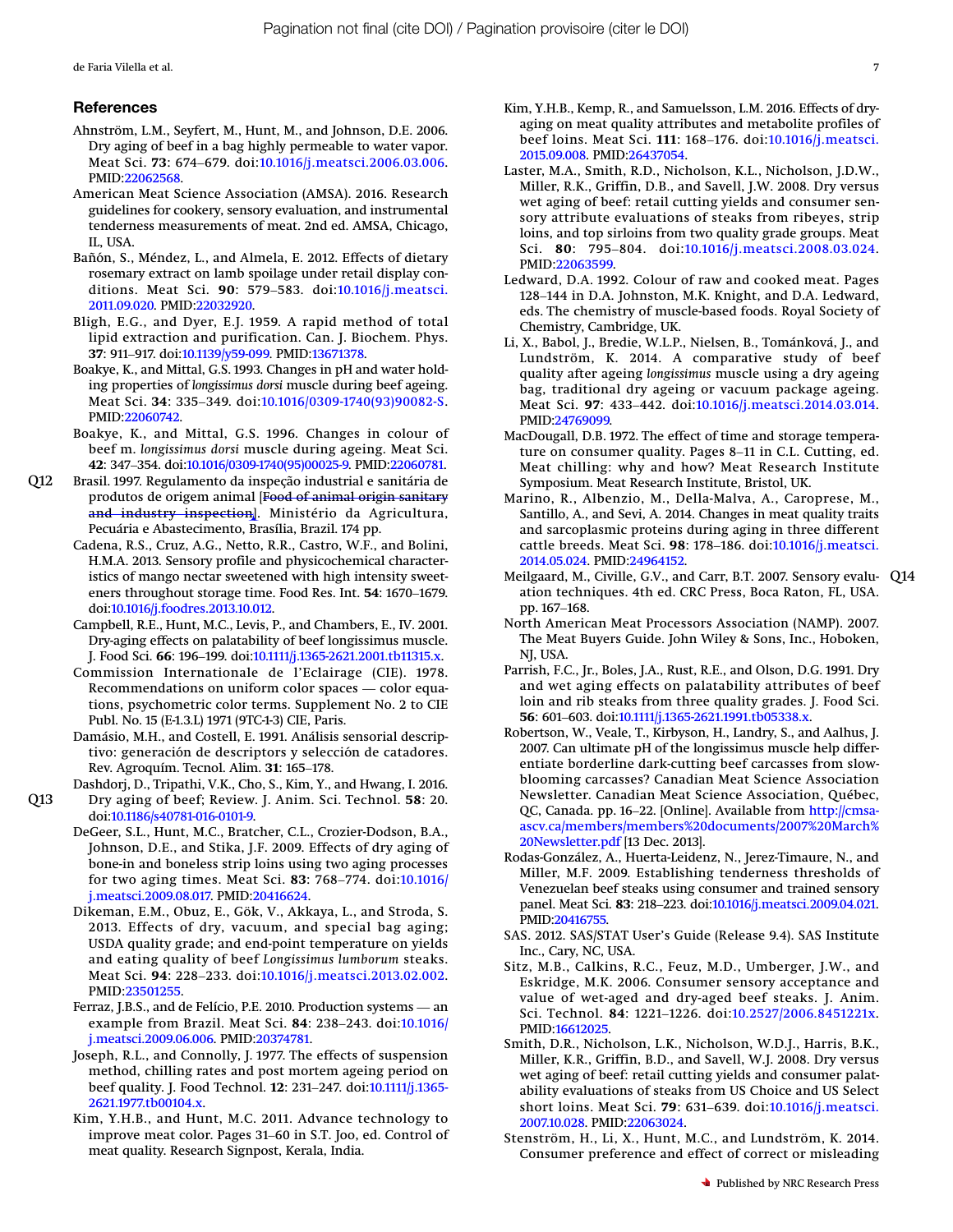## References

Ahnström, L.M., Seyfert, M., Hunt, M., and Johnson, D.E. 2006. Dry aging of beef in a bag highly permeable to water vapor. Meat Sci. **73**: 674–679. doi:10.1016/j.meatsci.2006.03.006. PMID:22062568.

American Meat Science Association (AMSA). 2016. Research guidelines for cookery, sensory evaluation, and instrumental tenderness measurements of meat. 2nd ed. AMSA, Chicago, IL, USA.

Bañón, S., Méndez, L., and Almela, E. 2012. Effects of dietary rosemary extract on lamb spoilage under retail display conditions. Meat Sci. **90**: 579–583. doi:10.1016/j.meatsci.2011.09.020. PMID:22032920.

Bligh, E.G., and Dyer, E.J. 1959. A rapid method of total lipid extraction and purification. Can. J. Biochem. Phys. **37**: 911–917. doi:10.1139/y59-099. PMID:13671378.

Boakye, K., and Mittal, G.S. 1993. Changes in pH and water holding properties of *longissimus dorsi* muscle during beef ageing. Meat Sci. **34**: 335–349. doi:10.1016/0309-1740(93)90082-S. PMID:22060742.

Boakye, K., and Mittal, G.S. 1996. Changes in colour of beef m. *longissimus dorsi* muscle during ageing. Meat Sci. **42**: 347–354. doi:10.1016/0309-1740(95)00025-9. PMID:22060781.

Q12 Brasil. 1997. Regulamento da inspeção industrial e sanitária de produtos de origem animal [~~Food of animal origin sanitary and industry inspection~~]. Ministério da Agricultura, Pecuária e Abastecimento, Brasília, Brazil. 174 pp.

Cadena, R.S., Cruz, A.G., Netto, R.R., Castro, W.F., and Bolini, H.M.A. 2013. Sensory profile and physicochemical characteristics of mango nectar sweetened with high intensity sweeteners throughout storage time. Food Res. Int. **54**: 1670–1679. doi:10.1016/j.foodres.2013.10.012.

Campbell, R.E., Hunt, M.C., Levis, P., and Chambers, E., IV. 2001. Dry-aging effects on palatability of beef longissimus muscle. J. Food Sci. **66**: 196–199. doi:10.1111/j.1365-2621.2001.tb11315.x.

Commission Internationale de l'Eclairage (CIE). 1978. Recommendations on uniform color spaces — color equations, psychometric color terms. Supplement No. 2 to CIE Publ. No. 15 (E-1.3.1.) 1971 (9TC-1-3) CIE, Paris.

Damásio, M.H., and Costell, E. 1991. Análisis sensorial descriptivo: generación de descriptores y selección de catadores. Rev. Agroquím. Tecnol. Alim. **31**: 165–178.

Dashdorj, D., Tripathi, V.K., Cho, S., Kim, Y., and Hwang, I. 2016. Q13 Dry aging of beef; Review. J. Anim. Sci. Technol. **58**: 20. doi:10.1186/s40781-016-0101-9.

DeGeer, S.L., Hunt, M.C., Bratcher, C.L., Crozier-Dodson, B.A., Johnson, D.E., and Stika, J.F. 2009. Effects of dry aging of bone-in and boneless strip loins using two aging processes for two aging times. Meat Sci. **83**: 768–774. doi:10.1016/j.meatsci.2009.08.017. PMID:20416624.

Dikeman, E.M., Obuz, E., Gök, V., Akkaya, L., and Stroda, S. 2013. Effects of dry, vacuum, and special bag aging; USDA quality grade; and end-point temperature on yields and eating quality of beef *Longissimus lumborum* steaks. Meat Sci. **94**: 228–233. doi:10.1016/j.meatsci.2013.02.002. PMID:23501255.

Ferraz, J.B.S., and de Felício, P.E. 2010. Production systems — an example from Brazil. Meat Sci. **84**: 238–243. doi:10.1016/j.meatsci.2009.06.006. PMID:20374781.

Joseph, R.L., and Connolly, J. 1977. The effects of suspension method, chilling rates and post mortem ageing period on beef quality. J. Food Technol. **12**: 231–247. doi:10.1111/j.1365-2621.1977.tb00104.x.

Kim, Y.H.B., and Hunt, M.C. 2011. Advance technology to improve meat color. Pages 31–60 in S.T. Joo, ed. Control of meat quality. Research Signpost, Kerala, India.

Kim, Y.H.B., Kemp, R., and Samuelsson, L.M. 2016. Effects of dry-aging on meat quality attributes and metabolite profiles of beef loins. Meat Sci. **111**: 168–176. doi:10.1016/j.meatsci.2015.09.008. PMID:26437054.

Laster, M.A., Smith, R.D., Nicholson, K.L., Nicholson, J.D.W., Miller, R.K., Griffin, D.B., and Savell, J.W. 2008. Dry versus wet aging of beef: retail cutting yields and consumer sensory attribute evaluations of steaks from ribeyes, strip loins, and top sirloins from two quality grade groups. Meat Sci. **80**: 795–804. doi:10.1016/j.meatsci.2008.03.024. PMID:22063599.

Ledward, D.A. 1992. Colour of raw and cooked meat. Pages 128–144 in D.A. Johnston, M.K. Knight, and D.A. Ledward, eds. The chemistry of muscle-based foods. Royal Society of Chemistry, Cambridge, UK.

Li, X., Babol, J., Bredie, W.L.P., Nielsen, B., Tománková, J., and Lundström, K. 2014. A comparative study of beef quality after ageing *longissimus* muscle using a dry ageing bag, traditional dry ageing or vacuum package ageing. Meat Sci. **97**: 433–442. doi:10.1016/j.meatsci.2014.03.014. PMID:24769099.

MacDougall, D.B. 1972. The effect of time and storage temperature on consumer quality. Pages 8–11 in C.L. Cutting, ed. Meat chilling: why and how? Meat Research Institute Symposium. Meat Research Institute, Bristol, UK.

Marino, R., Albenzio, M., Della-Malva, A., Caroprese, M., Santillo, A., and Sevi, A. 2014. Changes in meat quality traits and sarcoplasmic proteins during aging in three different cattle breeds. Meat Sci. **98**: 178–186. doi:10.1016/j.meatsci.2014.05.024. PMID:24964152.

Meilgaard, M., Civille, G.V., and Carr, B.T. 2007. Sensory evaluation techniques. 4th ed. CRC Press, Boca Raton, FL, USA. pp. 167–168. Q14

North American Meat Processors Association (NAMP). 2007. The Meat Buyers Guide. John Wiley & Sons, Inc., Hoboken, NJ, USA.

Parrish, F.C., Jr., Boles, J.A., Rust, R.E., and Olson, D.G. 1991. Dry and wet aging effects on palatability attributes of beef loin and rib steaks from three quality grades. J. Food Sci. **56**: 601–603. doi:10.1111/j.1365-2621.1991.tb05338.x.

Robertson, W., Veale, T., Kirbyson, H., Landry, S., and Aalhus, J. 2007. Can ultimate pH of the longissimus muscle help differentiate borderline dark-cutting beef carcasses from slow-blooming carcasses? Canadian Meat Science Association Newsletter. Canadian Meat Science Association, Québec, QC, Canada. pp. 16–22. [Online]. Available from http://cmsa-ascv.ca/members/members%20documents/2007%20March%20Newsletter.pdf [13 Dec. 2013].

Rodas-González, A., Huerta-Leidenz, N., Jerez-Timaure, N., and Miller, M.F. 2009. Establishing tenderness thresholds of Venezuelan beef steaks using consumer and trained sensory panel. Meat Sci. **83**: 218–223. doi:10.1016/j.meatsci.2009.04.021. PMID:20416755.

SAS. 2012. SAS/STAT User's Guide (Release 9.4). SAS Institute Inc., Cary, NC, USA.

Sitz, M.B., Calkins, R.C., Feuz, M.D., Umberger, J.W., and Eskridge, M.K. 2006. Consumer sensory acceptance and value of wet-aged and dry-aged beef steaks. J. Anim. Sci. Technol. **84**: 1221–1226. doi:10.2527/2006.8451221x. PMID:16612025.

Smith, D.R., Nicholson, L.K., Nicholson, W.D.J., Harris, B.K., Miller, K.R., Griffin, B.D., and Savell, W.J. 2008. Dry versus wet aging of beef: retail cutting yields and consumer palatability evaluations of steaks from US Choice and US Select short loins. Meat Sci. **79**: 631–639. doi:10.1016/j.meatsci.2007.10.028. PMID:22063024.

Stenström, H., Li, X., Hunt, M.C., and Lundström, K. 2014. Consumer preference and effect of correct or misleading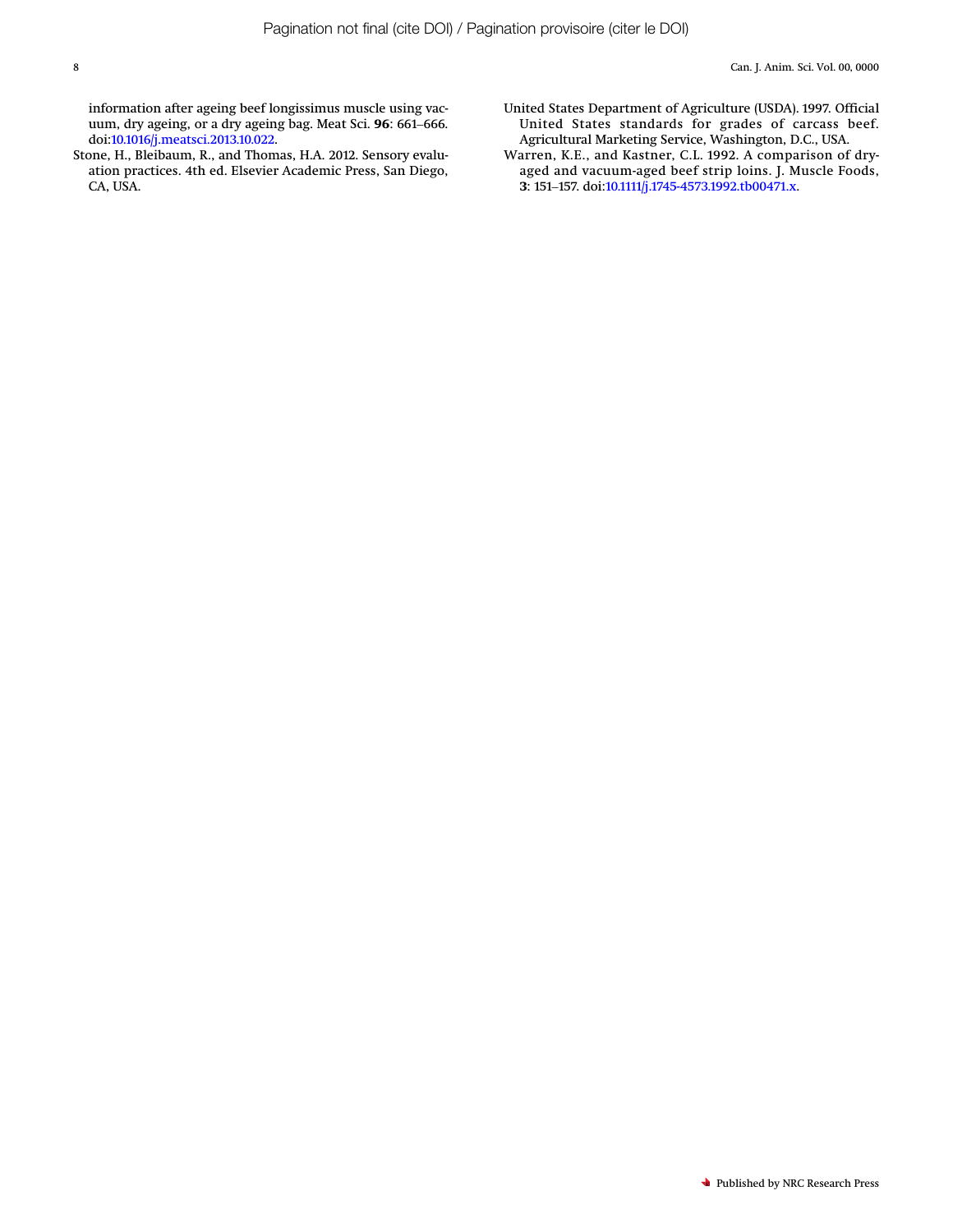information after ageing beef longissimus muscle using vacuum, dry ageing, or a dry ageing bag. Meat Sci. **96**: 661–666. doi:10.1016/j.meatsci.2013.10.022.

Stone, H., Bleibaum, R., and Thomas, H.A. 2012. Sensory evaluation practices. 4th ed. Elsevier Academic Press, San Diego, CA, USA.

United States Department of Agriculture (USDA). 1997. Official United States standards for grades of carcass beef. Agricultural Marketing Service, Washington, D.C., USA.

Warren, K.E., and Kastner, C.L. 1992. A comparison of dry-aged and vacuum-aged beef strip loins. J. Muscle Foods, **3**: 151–157. doi:10.1111/j.1745-4573.1992.tb00471.x.